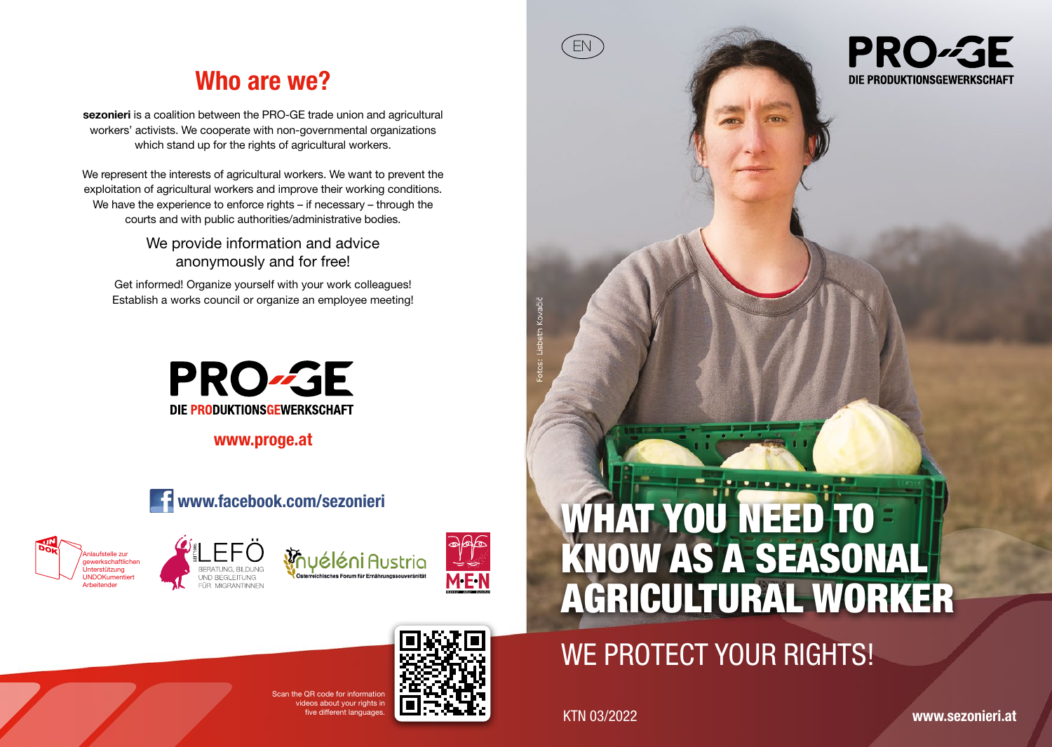# Who are we?

**sezonieri** is a coalition between the PRO-GE trade union and agricultural workers' activists. We cooperate with non-governmental organizations which stand up for the rights of agricultural workers.

We represent the interests of agricultural workers. We want to prevent the exploitation of agricultural workers and improve their working conditions. We have the experience to enforce rights – if necessary – through the courts and with public authorities/administrative bodies.

We provide information and advice anonymously and for free!

Get informed! Organize yourself with your work colleagues! Establish a works council or organize an employee meeting!

PRO-GE
DIE PRODUKTIONSGEWERKSCHAFT

**www.proge.at**

**www.facebook.com/sezonieri**

UNDOK – Anlaufstelle zur gewerkschaftlichen Unterstützung UNDOKumentiert Arbeitender

LEFÖ – BERATUNG, BILDUNG UND BEGLEITUNG FÜR MIGRANTINNEN

Nyéléni Austria – Österreichisches Forum für Ernährungssouveränität

M·E·N

Scan the QR code for information videos about your rights in five different languages.

EN

PRO-GE
DIE PRODUKTIONSGEWERKSCHAFT

Fotos: Lisbeth Kovačič

# WHAT YOU NEED TO KNOW AS A SEASONAL AGRICULTURAL WORKER

## WE PROTECT YOUR RIGHTS!

KTN 03/2022

**www.sezonieri.at**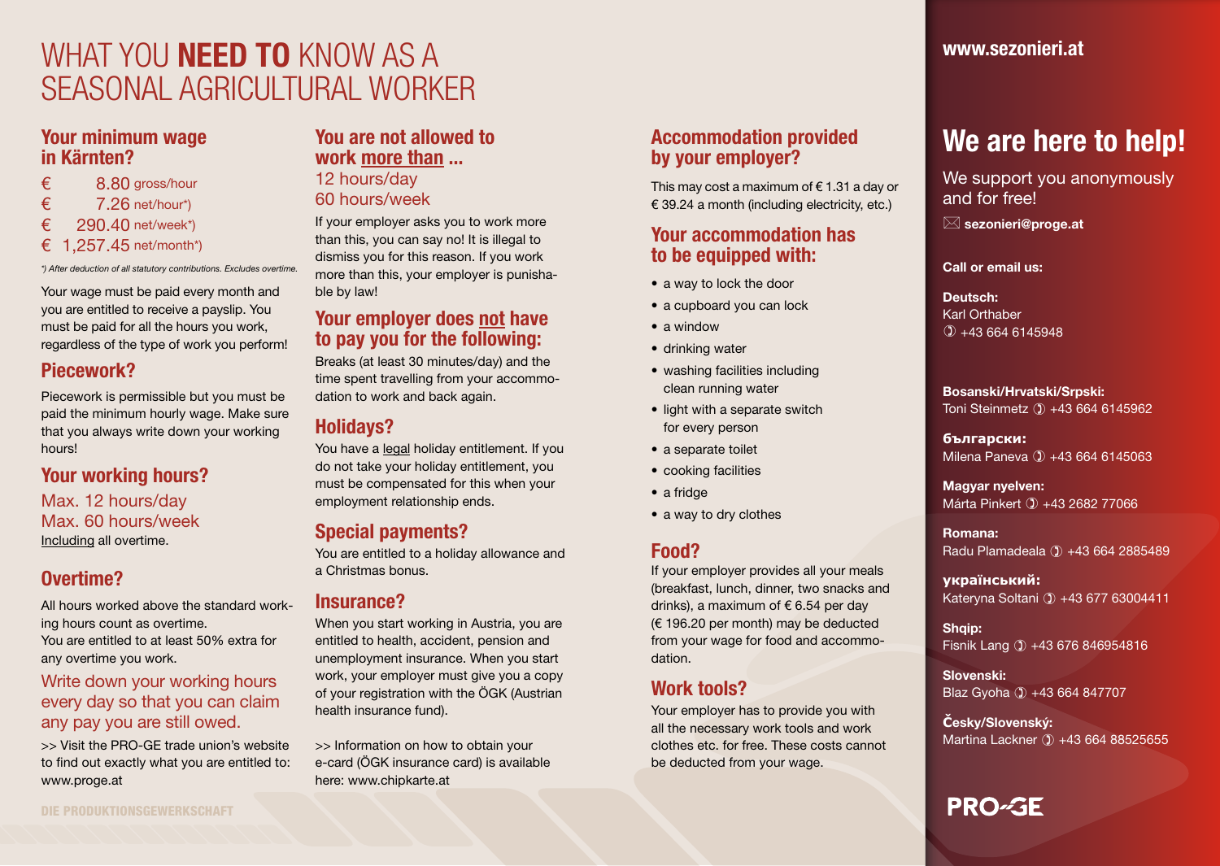# WHAT YOU **NEED TO** KNOW AS A SEASONAL AGRICULTURAL WORKER

## Your minimum wage in Kärnten?

€ 8.80 gross/hour
€ 7.26 net/hour*)
€ 290.40 net/week*)
€ 1,257.45 net/month*)

*\*) After deduction of all statutory contributions. Excludes overtime.*

Your wage must be paid every month and you are entitled to receive a payslip. You must be paid for all the hours you work, regardless of the type of work you perform!

## Piecework?

Piecework is permissible but you must be paid the minimum hourly wage. Make sure that you always write down your working hours!

## Your working hours?

Max. 12 hours/day
Max. 60 hours/week
Including all overtime.

## Overtime?

All hours worked above the standard working hours count as overtime.
You are entitled to at least 50% extra for any overtime you work.

Write down your working hours every day so that you can claim any pay you are still owed.

>> Visit the PRO-GE trade union's website to find out exactly what you are entitled to: www.proge.at

## You are not allowed to work more than ...

12 hours/day
60 hours/week

If your employer asks you to work more than this, you can say no! It is illegal to dismiss you for this reason. If you work more than this, your employer is punishable by law!

## Your employer does not have to pay you for the following:

Breaks (at least 30 minutes/day) and the time spent travelling from your accommodation to work and back again.

## Holidays?

You have a legal holiday entitlement. If you do not take your holiday entitlement, you must be compensated for this when your employment relationship ends.

## Special payments?

You are entitled to a holiday allowance and a Christmas bonus.

## Insurance?

When you start working in Austria, you are entitled to health, accident, pension and unemployment insurance. When you start work, your employer must give you a copy of your registration with the ÖGK (Austrian health insurance fund).

>> Information on how to obtain your e-card (ÖGK insurance card) is available here: www.chipkarte.at

## Accommodation provided by your employer?

This may cost a maximum of € 1.31 a day or € 39.24 a month (including electricity, etc.)

## Your accommodation has to be equipped with:

- a way to lock the door
- a cupboard you can lock
- a window
- drinking water
- washing facilities including clean running water
- light with a separate switch for every person
- a separate toilet
- cooking facilities
- a fridge
- a way to dry clothes

## Food?

If your employer provides all your meals (breakfast, lunch, dinner, two snacks and drinks), a maximum of € 6.54 per day (€ 196.20 per month) may be deducted from your wage for food and accommodation.

## Work tools?

Your employer has to provide you with all the necessary work tools and work clothes etc. for free. These costs cannot be deducted from your wage.

DIE PRODUKTIONSGEWERKSCHAFT

**www.sezonieri.at**

## We are here to help!

We support you anonymously and for free!

✉ **sezonieri@proge.at**

**Call or email us:**

**Deutsch:**
Karl Orthaber
☎ +43 664 6145948

**Bosanski/Hrvatski/Srpski:**
Toni Steinmetz ☎ +43 664 6145962

**български:**
Milena Paneva ☎ +43 664 6145063

**Magyar nyelven:**
Márta Pinkert ☎ +43 2682 77066

**Romana:**
Radu Plamadeala ☎ +43 664 2885489

**український:**
Kateryna Soltani ☎ +43 677 63004411

**Shqip:**
Fisnik Lang ☎ +43 676 846954816

**Slovenski:**
Blaz Gyoha ☎ +43 664 847707

**Česky/Slovenský:**
Martina Lackner ☎ +43 664 88525655

**PRO-GE**